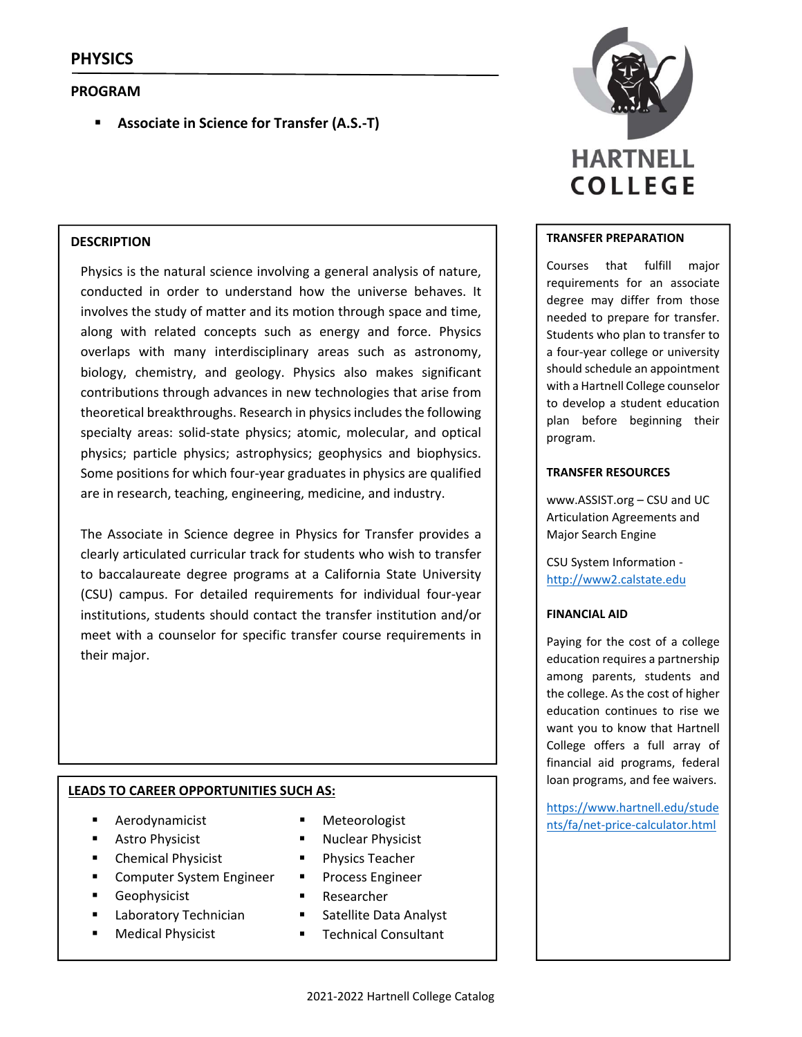# PHYSICS

## PROGRAM

- **Associate in Science for Transfer (A.S.-T)**

## DESCRIPTION

Physics is the natural science involving a general analysis of nature, conducted in order to understand how the universe behaves. It involves the study of matter and its motion through space and time, along with related concepts such as energy and force. Physics overlaps with many interdisciplinary areas such as astronomy, biology, chemistry, and geology. Physics also makes significant contributions through advances in new technologies that arise from theoretical breakthroughs. Research in physics includes the following specialty areas: solid-state physics; atomic, molecular, and optical physics; particle physics; astrophysics; geophysics and biophysics. Some positions for which four-year graduates in physics are qualified are in research, teaching, engineering, medicine, and industry.

The Associate in Science degree in Physics for Transfer provides a clearly articulated curricular track for students who wish to transfer to baccalaureate degree programs at a California State University (CSU) campus. For detailed requirements for individual four-year institutions, students should contact the transfer institution and/or meet with a counselor for specific transfer course requirements in their major.

## LEADS TO CAREER OPPORTUNITIES SUCH AS:

- Aerodynamicist
- Astro Physicist
- Chemical Physicist
- Computer System Engineer
- Geophysicist
- Laboratory Technician
- Medical Physicist
- Meteorologist
- Nuclear Physicist
- Physics Teacher
- Process Engineer
- Researcher
- Satellite Data Analyst
- Technical Consultant

## TRANSFER PREPARATION

Courses that fulfill major requirements for an associate degree may differ from those needed to prepare for transfer. Students who plan to transfer to a four-year college or university should schedule an appointment with a Hartnell College counselor to develop a student education plan before beginning their program.

## TRANSFER RESOURCES

www.ASSIST.org – CSU and UC Articulation Agreements and Major Search Engine

CSU System Information - http://www2.calstate.edu

## FINANCIAL AID

Paying for the cost of a college education requires a partnership among parents, students and the college. As the cost of higher education continues to rise we want you to know that Hartnell College offers a full array of financial aid programs, federal loan programs, and fee waivers.

https://www.hartnell.edu/students/fa/net-price-calculator.html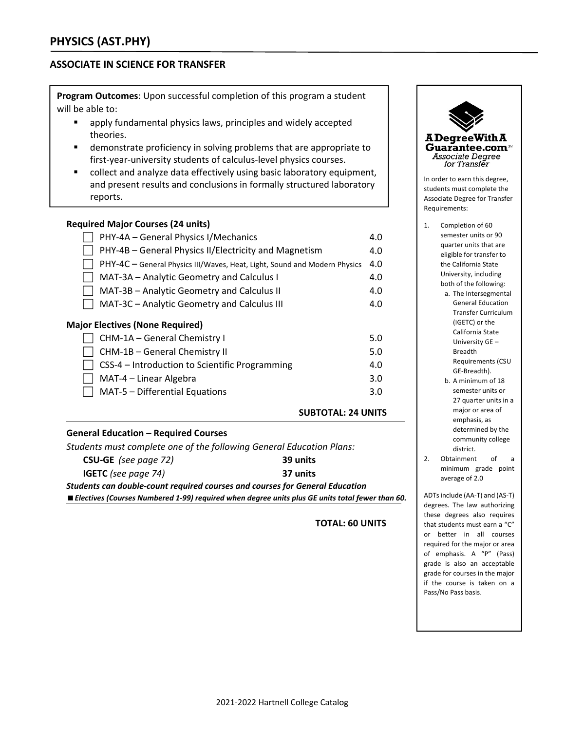# PHYSICS (AST.PHY)

## ASSOCIATE IN SCIENCE FOR TRANSFER

**Program Outcomes**: Upon successful completion of this program a student will be able to:

- apply fundamental physics laws, principles and widely accepted theories.
- demonstrate proficiency in solving problems that are appropriate to first-year-university students of calculus-level physics courses.
- collect and analyze data effectively using basic laboratory equipment, and present results and conclusions in formally structured laboratory reports.

### Required Major Courses (24 units)

| | |
|---|---|
| ☐ PHY-4A – General Physics I/Mechanics | 4.0 |
| ☐ PHY-4B – General Physics II/Electricity and Magnetism | 4.0 |
| ☐ PHY-4C – General Physics III/Waves, Heat, Light, Sound and Modern Physics | 4.0 |
| ☐ MAT-3A – Analytic Geometry and Calculus I | 4.0 |
| ☐ MAT-3B – Analytic Geometry and Calculus II | 4.0 |
| ☐ MAT-3C – Analytic Geometry and Calculus III | 4.0 |

### Major Electives (None Required)

| | |
|---|---|
| ☐ CHM-1A – General Chemistry I | 5.0 |
| ☐ CHM-1B – General Chemistry II | 5.0 |
| ☐ CSS-4 – Introduction to Scientific Programming | 4.0 |
| ☐ MAT-4 – Linear Algebra | 3.0 |
| ☐ MAT-5 – Differential Equations | 3.0 |

**SUBTOTAL: 24 UNITS**

### General Education – Required Courses

*Students must complete one of the following General Education Plans:*

| | |
|---|---|
| **CSU-GE** *(see page 72)* | **39 units** |
| **IGETC** *(see page 74)* | **37 units** |

***Students can double-count required courses and courses for General Education***

■ ***Electives (Courses Numbered 1-99) required when degree units plus GE units total fewer than 60.***

**TOTAL: 60 UNITS**

---

**A Degree With A Guarantee.com** *Associate Degree for Transfer*

In order to earn this degree, students must complete the Associate Degree for Transfer Requirements:

1. Completion of 60 semester units or 90 quarter units that are eligible for transfer to the California State University, including both of the following:
   a. The Intersegmental General Education Transfer Curriculum (IGETC) or the California State University GE – Breadth Requirements (CSU GE-Breadth).
   b. A minimum of 18 semester units or 27 quarter units in a major or area of emphasis, as determined by the community college district.
2. Obtainment of a minimum grade point average of 2.0

ADTs include (AA-T) and (AS-T) degrees. The law authorizing these degrees also requires that students must earn a "C" or better in all courses required for the major or area of emphasis. A "P" (Pass) grade is also an acceptable grade for courses in the major if the course is taken on a Pass/No Pass basis.